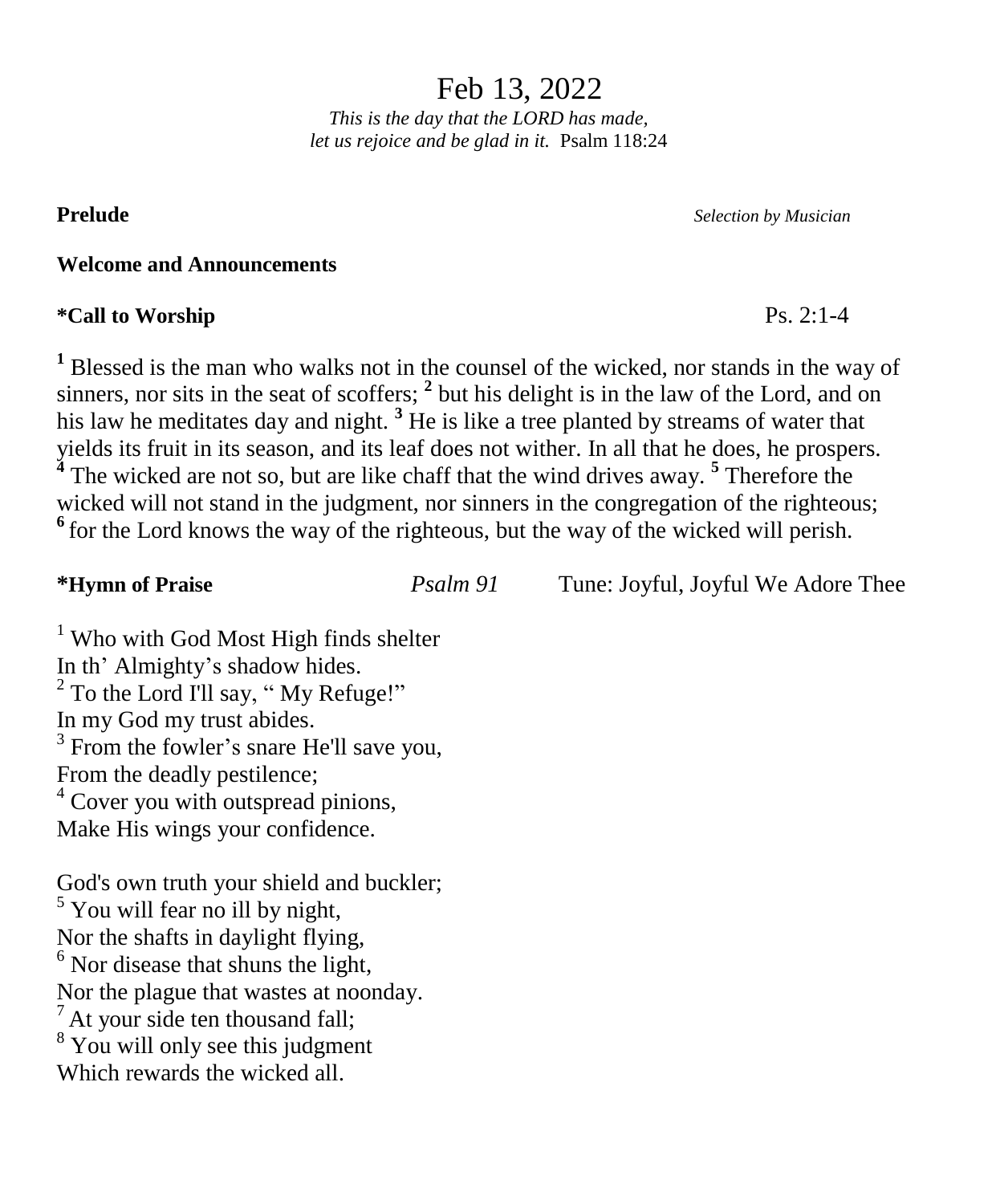# Feb 13, 2022

*This is the day that the LORD has made,*
*let us rejoice and be glad in it.* Psalm 118:24

**Prelude** *Selection by Musician*

**Welcome and Announcements**

**\*Call to Worship** Ps. 2:1-4

**[1]** Blessed is the man who walks not in the counsel of the wicked, nor stands in the way of sinners, nor sits in the seat of scoffers; **[2]** but his delight is in the law of the Lord, and on his law he meditates day and night. **[3]** He is like a tree planted by streams of water that yields its fruit in its season, and its leaf does not wither. In all that he does, he prospers. **[4]** The wicked are not so, but are like chaff that the wind drives away. **[5]** Therefore the wicked will not stand in the judgment, nor sinners in the congregation of the righteous; **[6]** for the Lord knows the way of the righteous, but the way of the wicked will perish.

**\*Hymn of Praise** *Psalm 91* Tune: Joyful, Joyful We Adore Thee

[1] Who with God Most High finds shelter
In th' Almighty's shadow hides.
[2] To the Lord I'll say, " My Refuge!"
In my God my trust abides.
[3] From the fowler's snare He'll save you,
From the deadly pestilence;
[4] Cover you with outspread pinions,
Make His wings your confidence.

God's own truth your shield and buckler;
[5] You will fear no ill by night,
Nor the shafts in daylight flying,
[6] Nor disease that shuns the light,
Nor the plague that wastes at noonday.
[7] At your side ten thousand fall;
[8] You will only see this judgment
Which rewards the wicked all.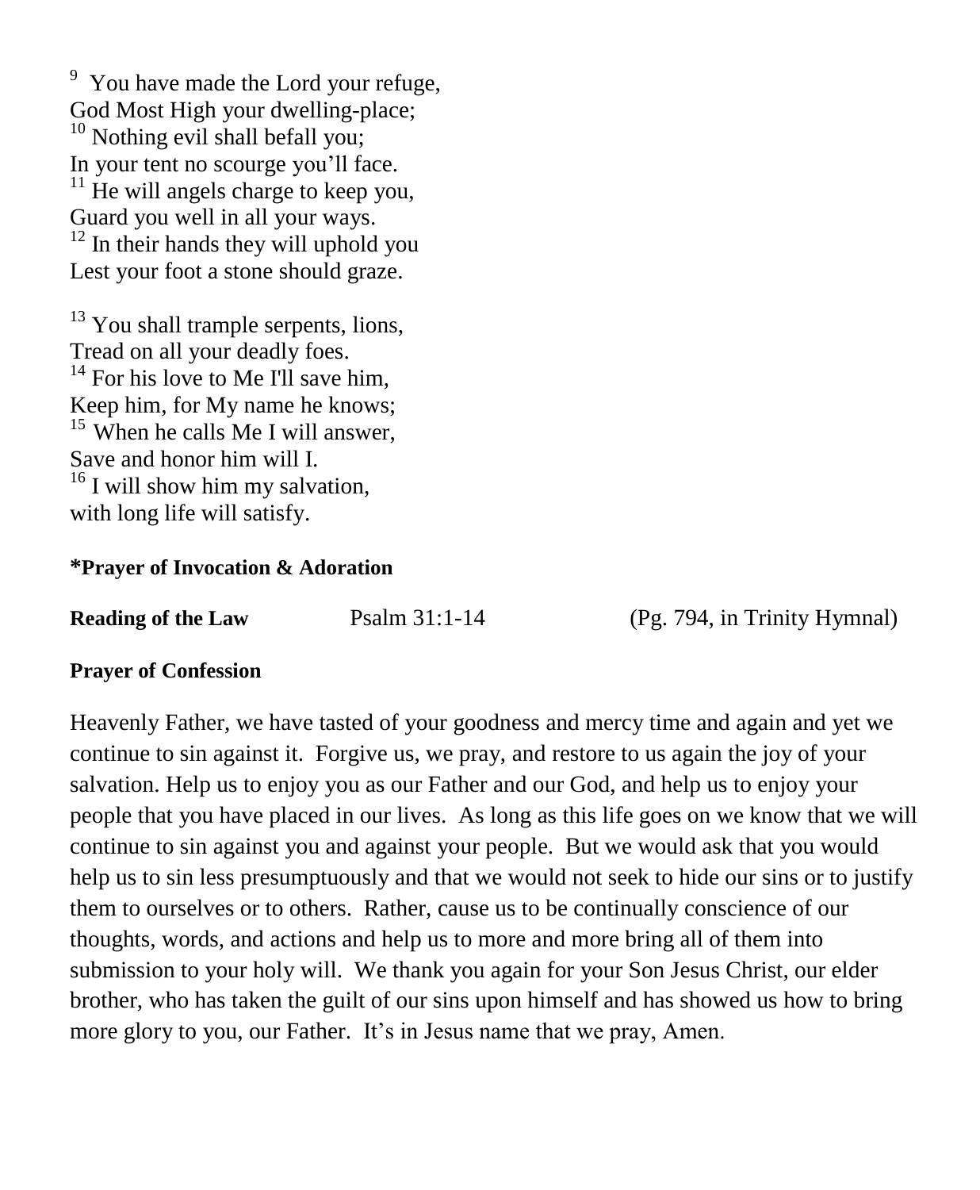[9] You have made the Lord your refuge,
God Most High your dwelling-place;
[10] Nothing evil shall befall you;
In your tent no scourge you'll face.
[11] He will angels charge to keep you,
Guard you well in all your ways.
[12] In their hands they will uphold you
Lest your foot a stone should graze.

[13] You shall trample serpents, lions,
Tread on all your deadly foes.
[14] For his love to Me I'll save him,
Keep him, for My name he knows;
[15] When he calls Me I will answer,
Save and honor him will I.
[16] I will show him my salvation,
with long life will satisfy.

**\*Prayer of Invocation & Adoration**

**Reading of the Law** Psalm 31:1-14 (Pg. 794, in Trinity Hymnal)

**Prayer of Confession**

Heavenly Father, we have tasted of your goodness and mercy time and again and yet we continue to sin against it. Forgive us, we pray, and restore to us again the joy of your salvation. Help us to enjoy you as our Father and our God, and help us to enjoy your people that you have placed in our lives. As long as this life goes on we know that we will continue to sin against you and against your people. But we would ask that you would help us to sin less presumptuously and that we would not seek to hide our sins or to justify them to ourselves or to others. Rather, cause us to be continually conscience of our thoughts, words, and actions and help us to more and more bring all of them into submission to your holy will. We thank you again for your Son Jesus Christ, our elder brother, who has taken the guilt of our sins upon himself and has showed us how to bring more glory to you, our Father. It's in Jesus name that we pray, Amen.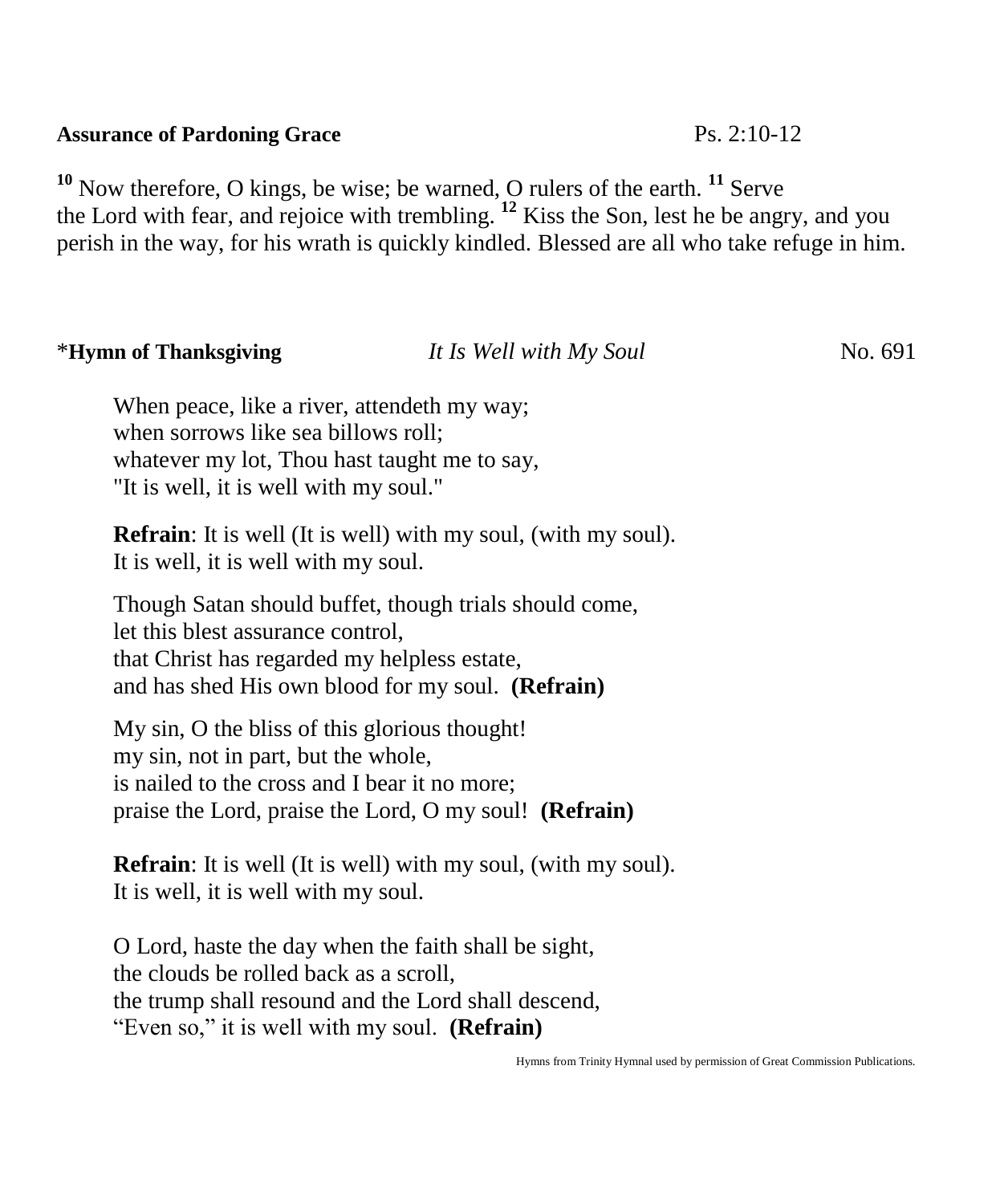**Assurance of Pardoning Grace** Ps. 2:10-12

[10] Now therefore, O kings, be wise; be warned, O rulers of the earth. [11] Serve the Lord with fear, and rejoice with trembling. [12] Kiss the Son, lest he be angry, and you perish in the way, for his wrath is quickly kindled. Blessed are all who take refuge in him.

*__Hymn of Thanksgiving__ *It Is Well with My Soul* No. 691

When peace, like a river, attendeth my way;
when sorrows like sea billows roll;
whatever my lot, Thou hast taught me to say,
"It is well, it is well with my soul."

**Refrain**: It is well (It is well) with my soul, (with my soul).
It is well, it is well with my soul.

Though Satan should buffet, though trials should come,
let this blest assurance control,
that Christ has regarded my helpless estate,
and has shed His own blood for my soul. **(Refrain)**

My sin, O the bliss of this glorious thought!
my sin, not in part, but the whole,
is nailed to the cross and I bear it no more;
praise the Lord, praise the Lord, O my soul! **(Refrain)**

**Refrain**: It is well (It is well) with my soul, (with my soul).
It is well, it is well with my soul.

O Lord, haste the day when the faith shall be sight,
the clouds be rolled back as a scroll,
the trump shall resound and the Lord shall descend,
"Even so," it is well with my soul. **(Refrain)**

Hymns from Trinity Hymnal used by permission of Great Commission Publications.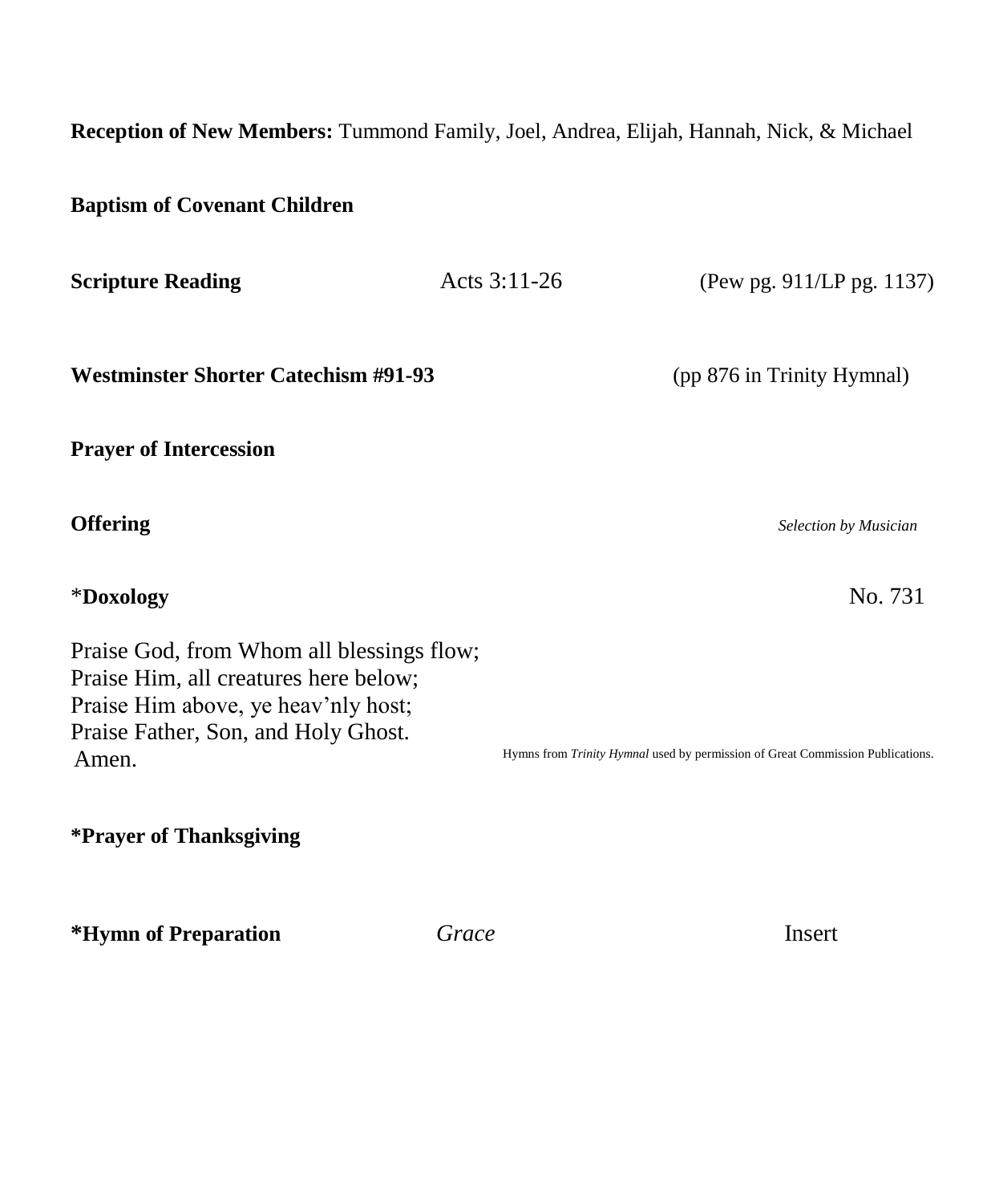**Reception of New Members:** Tummond Family, Joel, Andrea, Elijah, Hannah, Nick, & Michael

**Baptism of Covenant Children**

**Scripture Reading** Acts 3:11-26 (Pew pg. 911/LP pg. 1137)

**Westminster Shorter Catechism #91-93** (pp 876 in Trinity Hymnal)

**Prayer of Intercession**

**Offering** *Selection by Musician*

*__Doxology__ No. 731

Praise God, from Whom all blessings flow;
Praise Him, all creatures here below;
Praise Him above, ye heav'nly host;
Praise Father, Son, and Holy Ghost.
Amen.

Hymns from *Trinity Hymnal* used by permission of Great Commission Publications.

**\*Prayer of Thanksgiving**

**\*Hymn of Preparation** *Grace* Insert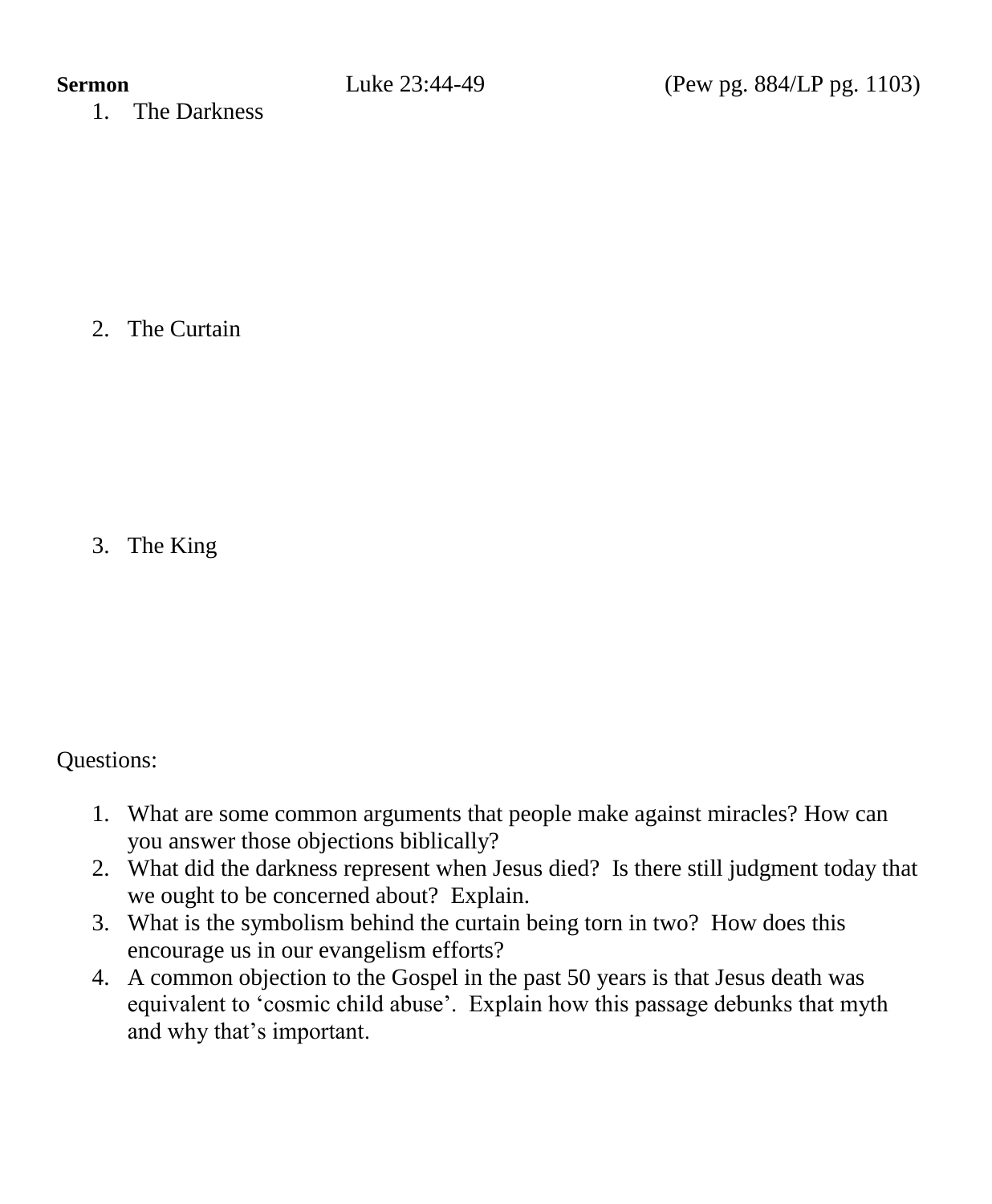**Sermon** Luke 23:44-49 (Pew pg. 884/LP pg. 1103)

1. The Darkness

2. The Curtain

3. The King

Questions:

1. What are some common arguments that people make against miracles? How can you answer those objections biblically?
2. What did the darkness represent when Jesus died? Is there still judgment today that we ought to be concerned about? Explain.
3. What is the symbolism behind the curtain being torn in two? How does this encourage us in our evangelism efforts?
4. A common objection to the Gospel in the past 50 years is that Jesus death was equivalent to 'cosmic child abuse'. Explain how this passage debunks that myth and why that's important.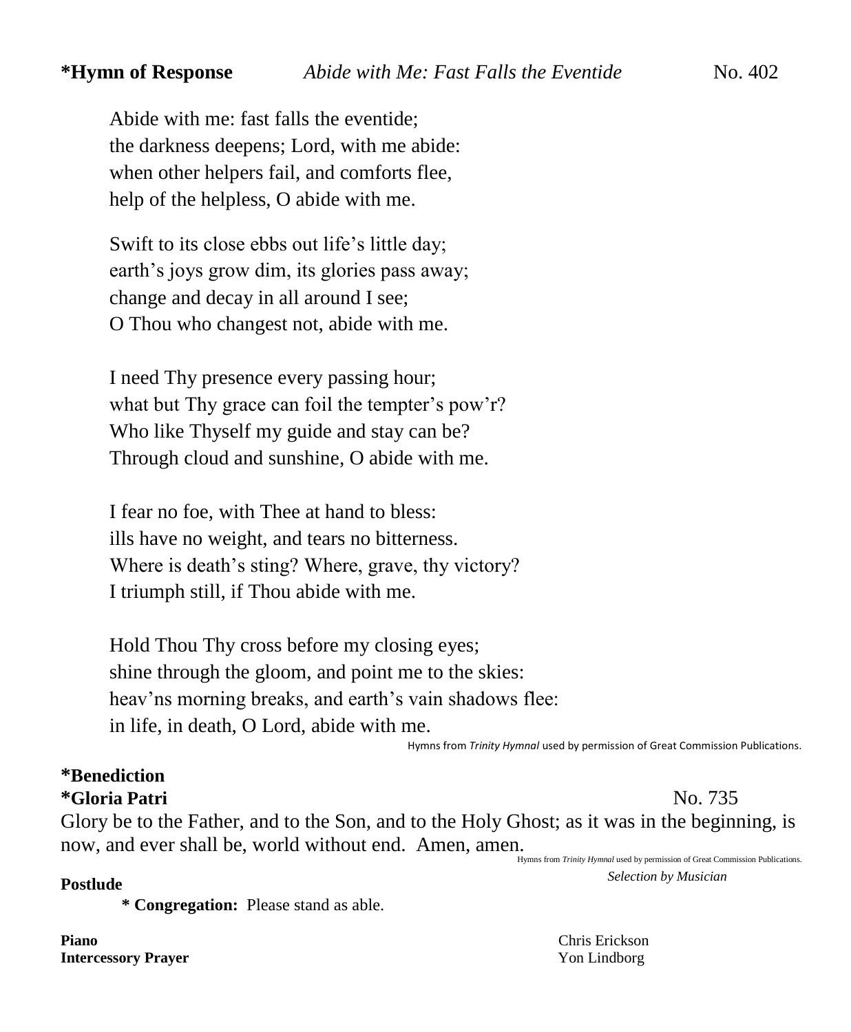**\*Hymn of Response** *Abide with Me: Fast Falls the Eventide* No. 402

Abide with me: fast falls the eventide;
the darkness deepens; Lord, with me abide:
when other helpers fail, and comforts flee,
help of the helpless, O abide with me.

Swift to its close ebbs out life's little day;
earth's joys grow dim, its glories pass away;
change and decay in all around I see;
O Thou who changest not, abide with me.

I need Thy presence every passing hour;
what but Thy grace can foil the tempter's pow'r?
Who like Thyself my guide and stay can be?
Through cloud and sunshine, O abide with me.

I fear no foe, with Thee at hand to bless:
ills have no weight, and tears no bitterness.
Where is death's sting? Where, grave, thy victory?
I triumph still, if Thou abide with me.

Hold Thou Thy cross before my closing eyes;
shine through the gloom, and point me to the skies:
heav'ns morning breaks, and earth's vain shadows flee:
in life, in death, O Lord, abide with me.

Hymns from *Trinity Hymnal* used by permission of Great Commission Publications.

**\*Benediction**

**\*Gloria Patri** No. 735

Glory be to the Father, and to the Son, and to the Holy Ghost; as it was in the beginning, is now, and ever shall be, world without end. Amen, amen.

Hymns from *Trinity Hymnal* used by permission of Great Commission Publications.

**Postlude** *Selection by Musician*

**\* Congregation:** Please stand as able.

**Piano** Chris Erickson
**Intercessory Prayer** Yon Lindborg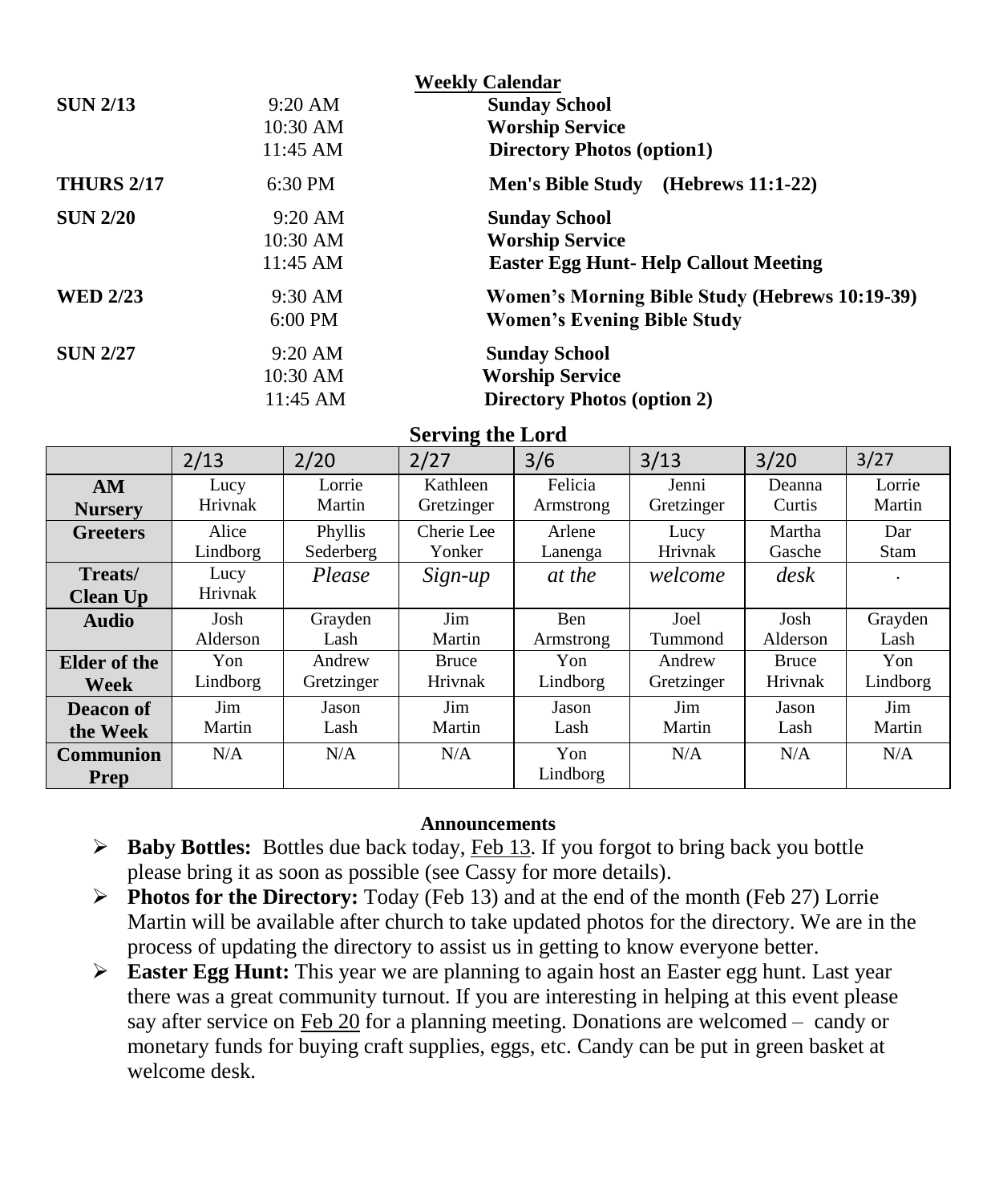## Weekly Calendar

| | | |
|---|---|---|
| **SUN 2/13** | 9:20 AM | **Sunday School** |
| | 10:30 AM | **Worship Service** |
| | 11:45 AM | **Directory Photos (option1)** |
| **THURS 2/17** | 6:30 PM | **Men's Bible Study (Hebrews 11:1-22)** |
| **SUN 2/20** | 9:20 AM | **Sunday School** |
| | 10:30 AM | **Worship Service** |
| | 11:45 AM | **Easter Egg Hunt- Help Callout Meeting** |
| **WED 2/23** | 9:30 AM | **Women's Morning Bible Study (Hebrews 10:19-39)** |
| | 6:00 PM | **Women's Evening Bible Study** |
| **SUN 2/27** | 9:20 AM | **Sunday School** |
| | 10:30 AM | **Worship Service** |
| | 11:45 AM | **Directory Photos (option 2)** |

## Serving the Lord

| | 2/13 | 2/20 | 2/27 | 3/6 | 3/13 | 3/20 | 3/27 |
|---|---|---|---|---|---|---|---|
| **AM Nursery** | Lucy Hrivnak | Lorrie Martin | Kathleen Gretzinger | Felicia Armstrong | Jenni Gretzinger | Deanna Curtis | Lorrie Martin |
| **Greeters** | Alice Lindborg | Phyllis Sederberg | Cherie Lee Yonker | Arlene Lanenga | Lucy Hrivnak | Martha Gasche | Dar Stam |
| **Treats/ Clean Up** | Lucy Hrivnak | *Please* | *Sign-up* | *at the* | *welcome* | *desk* | . |
| **Audio** | Josh Alderson | Grayden Lash | Jim Martin | Ben Armstrong | Joel Tummond | Josh Alderson | Grayden Lash |
| **Elder of the Week** | Yon Lindborg | Andrew Gretzinger | Bruce Hrivnak | Yon Lindborg | Andrew Gretzinger | Bruce Hrivnak | Yon Lindborg |
| **Deacon of the Week** | Jim Martin | Jason Lash | Jim Martin | Jason Lash | Jim Martin | Jason Lash | Jim Martin |
| **Communion Prep** | N/A | N/A | N/A | Yon Lindborg | N/A | N/A | N/A |

### Announcements

- **Baby Bottles:** Bottles due back today, Feb 13. If you forgot to bring back you bottle please bring it as soon as possible (see Cassy for more details).
- **Photos for the Directory:** Today (Feb 13) and at the end of the month (Feb 27) Lorrie Martin will be available after church to take updated photos for the directory. We are in the process of updating the directory to assist us in getting to know everyone better.
- **Easter Egg Hunt:** This year we are planning to again host an Easter egg hunt. Last year there was a great community turnout. If you are interesting in helping at this event please say after service on Feb 20 for a planning meeting. Donations are welcomed – candy or monetary funds for buying craft supplies, eggs, etc. Candy can be put in green basket at welcome desk.